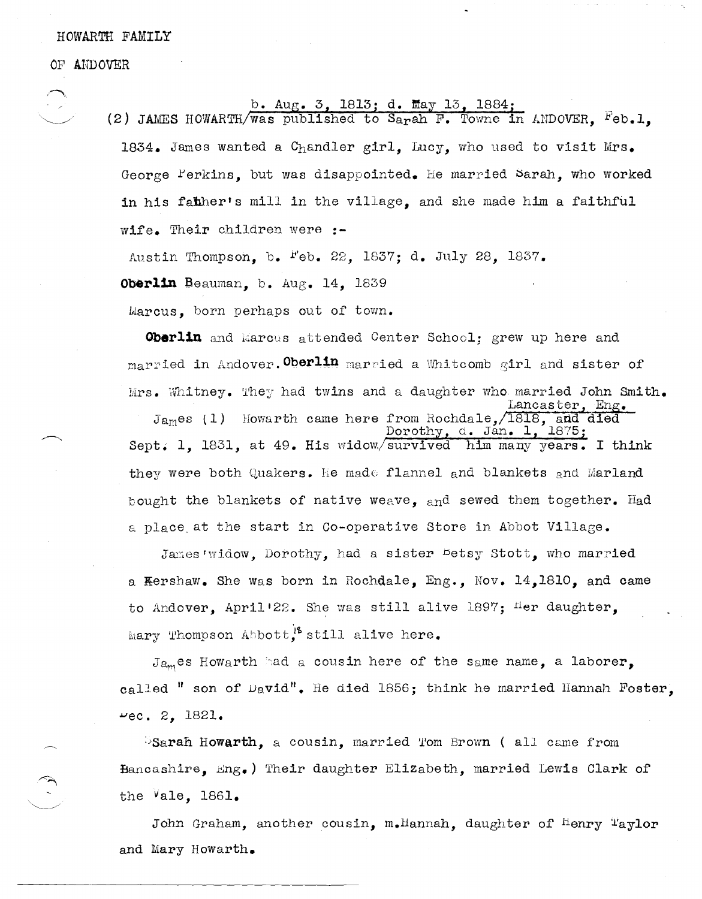HOWARTH FAMILY

OF ANDOVER

b. Aug. 3, 1813; d. May 13, 1884;

(2) JAMES HOWARTH was published to Sarah F. Towne in ANDOVER, Feb.1, 1834. James wanted a Chandler girl, Lucy, who used to visit Mrs. George Perkins, but was disappointed. He married Sarah, who worked in his father's mill in the village, and she made him a faithful wife. Their children were :-

Austin Thompson, b. Feb. 22, 1837; d. July 28, 1837.

**Oberlin** Beauman, b. Aug. 14, 1839

Marcus, born perhaps out of town.

**Oberlin** and Marcus attended Center School; grew up here and married in Andover. **Oberlin** married a Whitcomb girl and sister of Mrs. Whitney. They had twins and a daughter who married John Smith.

James (1) Howarth came here from Rochdale, Lancaster, Eng. 1818, and died Sept. 1, 1831, at 49. His widow, Dorothy, d. Jan. 1, 1875; survived him many years. I think they were both Quakers. He made flannel and blankets and Marland bought the blankets of native weave, and sewed them together. Had a place at the start in Co-operative Store in Abbot Village.

James' widow, Dorothy, had a sister Betsy Stott, who married a Kershaw. She was born in Rochdale, Eng., Nov. 14,1810, and came to Andover, April'22. She was still alive 1897; Her daughter, Mary Thompson Abbott, is still alive here.

James Howarth had a cousin here of the same name, a laborer, called " son of David". He died 1856; think he married Hannah Foster, Dec. 2, 1821.

Sarah Howarth, a cousin, married Tom Brown ( all came from Lancashire, Eng.) Their daughter Elizabeth, married Lewis Clark of the Vale, 1861.

John Graham, another cousin, m.Hannah, daughter of Henry Taylor and Mary Howarth.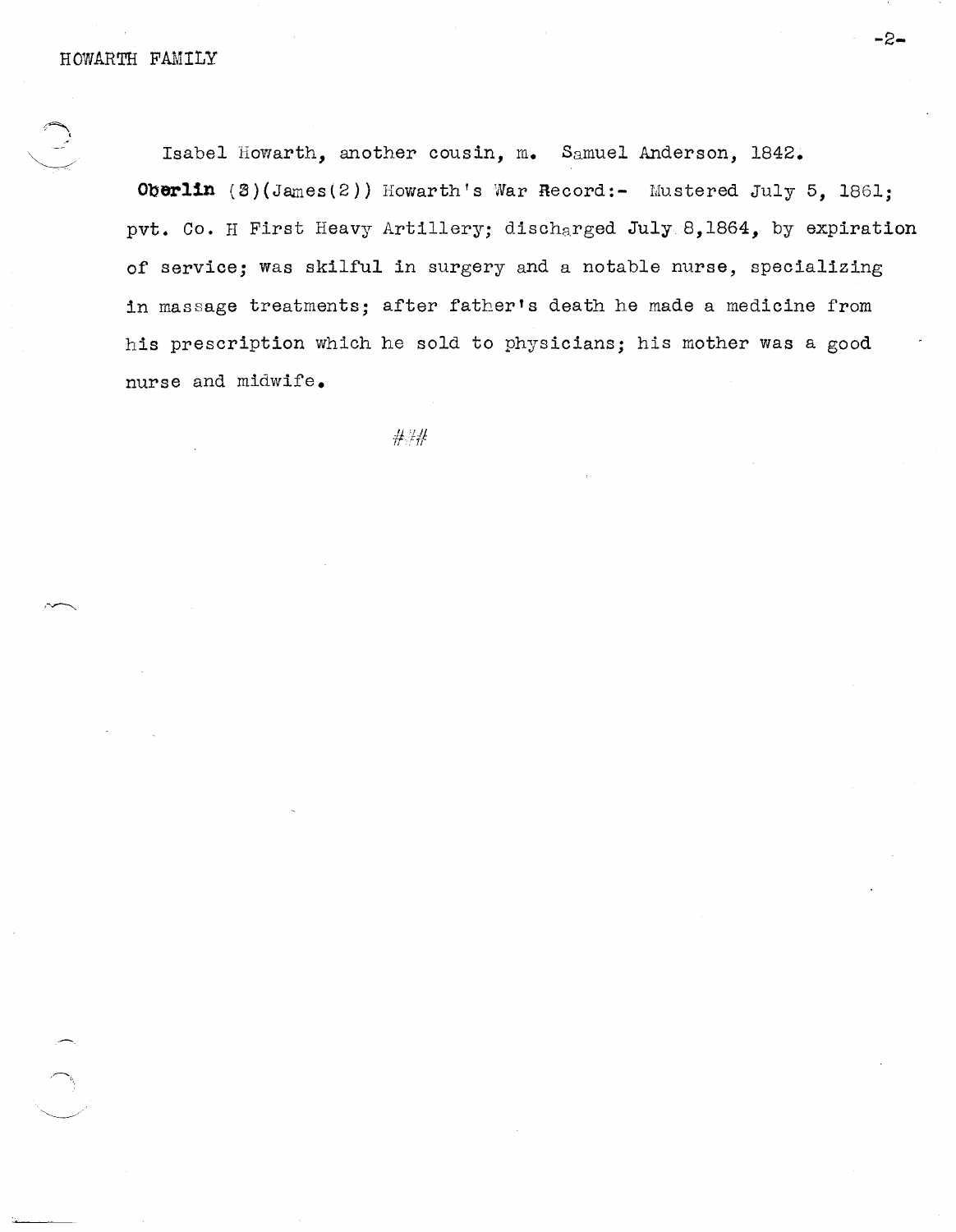Isabel Howarth, another cousin, m. Samuel Anderson, 1842.

**Oberlin** (3)(James(2)) Howarth's War Record:- Mustered July 5, 1861; pvt. Co. H First Heavy Artillery; discharged July 8,1864, by expiration of service; was skilful in surgery and a notable nurse, specializing in massage treatments; after father's death he made a medicine from his prescription which he sold to physicians; his mother was a good nurse and midwife.

###